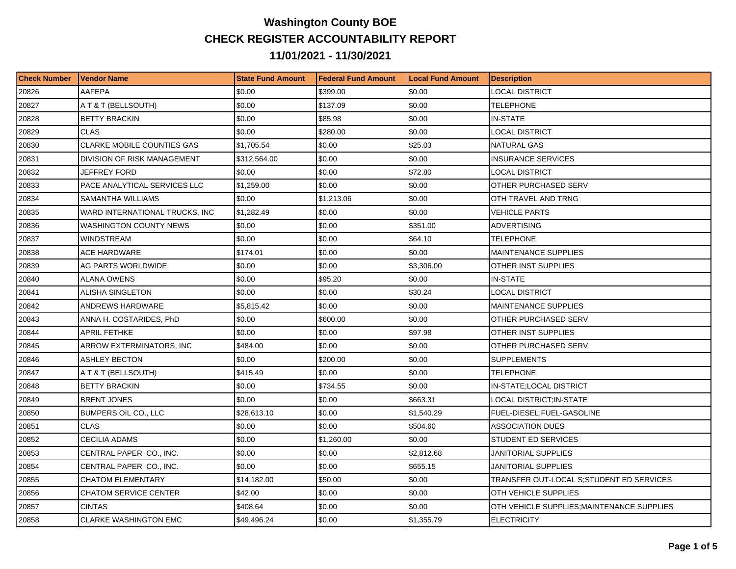# Washington County BOE

## CHECK REGISTER ACCOUNTABILITY REPORT

## 11/01/2021 - 11/30/2021

| Check Number | Vendor Name | State Fund Amount | Federal Fund Amount | Local Fund Amount | Description |
|---|---|---|---|---|---|
| 20826 | AAFEPA | $0.00 | $399.00 | $0.00 | LOCAL DISTRICT |
| 20827 | A T & T (BELLSOUTH) | $0.00 | $137.09 | $0.00 | TELEPHONE |
| 20828 | BETTY BRACKIN | $0.00 | $85.98 | $0.00 | IN-STATE |
| 20829 | CLAS | $0.00 | $280.00 | $0.00 | LOCAL DISTRICT |
| 20830 | CLARKE MOBILE COUNTIES GAS | $1,705.54 | $0.00 | $25.03 | NATURAL GAS |
| 20831 | DIVISION OF RISK MANAGEMENT | $312,564.00 | $0.00 | $0.00 | INSURANCE SERVICES |
| 20832 | JEFFREY FORD | $0.00 | $0.00 | $72.80 | LOCAL DISTRICT |
| 20833 | PACE ANALYTICAL SERVICES LLC | $1,259.00 | $0.00 | $0.00 | OTHER PURCHASED SERV |
| 20834 | SAMANTHA WILLIAMS | $0.00 | $1,213.06 | $0.00 | OTH TRAVEL AND TRNG |
| 20835 | WARD INTERNATIONAL TRUCKS, INC | $1,282.49 | $0.00 | $0.00 | VEHICLE PARTS |
| 20836 | WASHINGTON COUNTY NEWS | $0.00 | $0.00 | $351.00 | ADVERTISING |
| 20837 | WINDSTREAM | $0.00 | $0.00 | $64.10 | TELEPHONE |
| 20838 | ACE HARDWARE | $174.01 | $0.00 | $0.00 | MAINTENANCE SUPPLIES |
| 20839 | AG PARTS WORLDWIDE | $0.00 | $0.00 | $3,306.00 | OTHER INST SUPPLIES |
| 20840 | ALANA OWENS | $0.00 | $95.20 | $0.00 | IN-STATE |
| 20841 | ALISHA SINGLETON | $0.00 | $0.00 | $30.24 | LOCAL DISTRICT |
| 20842 | ANDREWS HARDWARE | $5,815.42 | $0.00 | $0.00 | MAINTENANCE SUPPLIES |
| 20843 | ANNA H. COSTARIDES, PhD | $0.00 | $600.00 | $0.00 | OTHER PURCHASED SERV |
| 20844 | APRIL FETHKE | $0.00 | $0.00 | $97.98 | OTHER INST SUPPLIES |
| 20845 | ARROW EXTERMINATORS, INC | $484.00 | $0.00 | $0.00 | OTHER PURCHASED SERV |
| 20846 | ASHLEY BECTON | $0.00 | $200.00 | $0.00 | SUPPLEMENTS |
| 20847 | A T & T (BELLSOUTH) | $415.49 | $0.00 | $0.00 | TELEPHONE |
| 20848 | BETTY BRACKIN | $0.00 | $734.55 | $0.00 | IN-STATE;LOCAL DISTRICT |
| 20849 | BRENT JONES | $0.00 | $0.00 | $663.31 | LOCAL DISTRICT;IN-STATE |
| 20850 | BUMPERS OIL CO., LLC | $28,613.10 | $0.00 | $1,540.29 | FUEL-DIESEL;FUEL-GASOLINE |
| 20851 | CLAS | $0.00 | $0.00 | $504.60 | ASSOCIATION DUES |
| 20852 | CECILIA ADAMS | $0.00 | $1,260.00 | $0.00 | STUDENT ED SERVICES |
| 20853 | CENTRAL PAPER CO., INC. | $0.00 | $0.00 | $2,812.68 | JANITORIAL SUPPLIES |
| 20854 | CENTRAL PAPER CO., INC. | $0.00 | $0.00 | $655.15 | JANITORIAL SUPPLIES |
| 20855 | CHATOM ELEMENTARY | $14,182.00 | $50.00 | $0.00 | TRANSFER OUT-LOCAL S;STUDENT ED SERVICES |
| 20856 | CHATOM SERVICE CENTER | $42.00 | $0.00 | $0.00 | OTH VEHICLE SUPPLIES |
| 20857 | CINTAS | $408.64 | $0.00 | $0.00 | OTH VEHICLE SUPPLIES;MAINTENANCE SUPPLIES |
| 20858 | CLARKE WASHINGTON EMC | $49,496.24 | $0.00 | $1,355.79 | ELECTRICITY |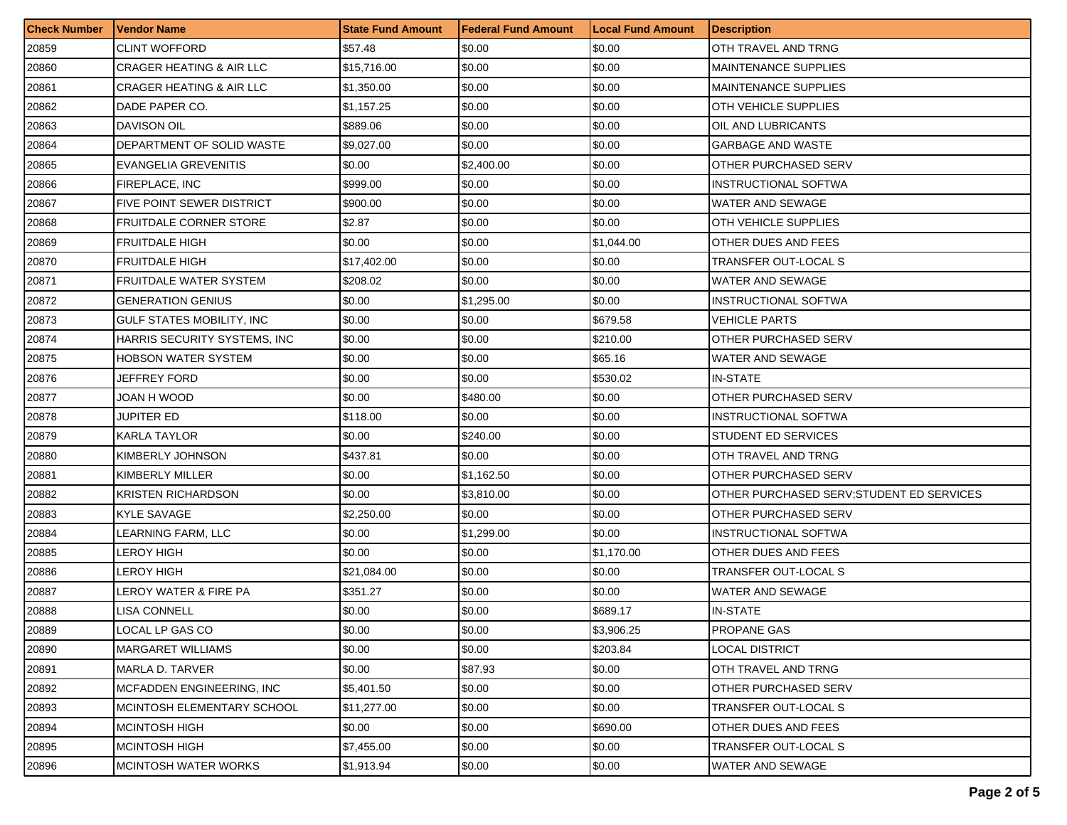| Check Number | Vendor Name | State Fund Amount | Federal Fund Amount | Local Fund Amount | Description |
|---|---|---|---|---|---|
| 20859 | CLINT WOFFORD | $57.48 | $0.00 | $0.00 | OTH TRAVEL AND TRNG |
| 20860 | CRAGER HEATING & AIR LLC | $15,716.00 | $0.00 | $0.00 | MAINTENANCE SUPPLIES |
| 20861 | CRAGER HEATING & AIR LLC | $1,350.00 | $0.00 | $0.00 | MAINTENANCE SUPPLIES |
| 20862 | DADE PAPER CO. | $1,157.25 | $0.00 | $0.00 | OTH VEHICLE SUPPLIES |
| 20863 | DAVISON OIL | $889.06 | $0.00 | $0.00 | OIL AND LUBRICANTS |
| 20864 | DEPARTMENT OF SOLID WASTE | $9,027.00 | $0.00 | $0.00 | GARBAGE AND WASTE |
| 20865 | EVANGELIA GREVENITIS | $0.00 | $2,400.00 | $0.00 | OTHER PURCHASED SERV |
| 20866 | FIREPLACE, INC | $999.00 | $0.00 | $0.00 | INSTRUCTIONAL SOFTWA |
| 20867 | FIVE POINT SEWER DISTRICT | $900.00 | $0.00 | $0.00 | WATER AND SEWAGE |
| 20868 | FRUITDALE CORNER STORE | $2.87 | $0.00 | $0.00 | OTH VEHICLE SUPPLIES |
| 20869 | FRUITDALE HIGH | $0.00 | $0.00 | $1,044.00 | OTHER DUES AND FEES |
| 20870 | FRUITDALE HIGH | $17,402.00 | $0.00 | $0.00 | TRANSFER OUT-LOCAL S |
| 20871 | FRUITDALE WATER SYSTEM | $208.02 | $0.00 | $0.00 | WATER AND SEWAGE |
| 20872 | GENERATION GENIUS | $0.00 | $1,295.00 | $0.00 | INSTRUCTIONAL SOFTWA |
| 20873 | GULF STATES MOBILITY, INC | $0.00 | $0.00 | $679.58 | VEHICLE PARTS |
| 20874 | HARRIS SECURITY SYSTEMS, INC | $0.00 | $0.00 | $210.00 | OTHER PURCHASED SERV |
| 20875 | HOBSON WATER SYSTEM | $0.00 | $0.00 | $65.16 | WATER AND SEWAGE |
| 20876 | JEFFREY FORD | $0.00 | $0.00 | $530.02 | IN-STATE |
| 20877 | JOAN H WOOD | $0.00 | $480.00 | $0.00 | OTHER PURCHASED SERV |
| 20878 | JUPITER ED | $118.00 | $0.00 | $0.00 | INSTRUCTIONAL SOFTWA |
| 20879 | KARLA TAYLOR | $0.00 | $240.00 | $0.00 | STUDENT ED SERVICES |
| 20880 | KIMBERLY JOHNSON | $437.81 | $0.00 | $0.00 | OTH TRAVEL AND TRNG |
| 20881 | KIMBERLY MILLER | $0.00 | $1,162.50 | $0.00 | OTHER PURCHASED SERV |
| 20882 | KRISTEN RICHARDSON | $0.00 | $3,810.00 | $0.00 | OTHER PURCHASED SERV;STUDENT ED SERVICES |
| 20883 | KYLE SAVAGE | $2,250.00 | $0.00 | $0.00 | OTHER PURCHASED SERV |
| 20884 | LEARNING FARM, LLC | $0.00 | $1,299.00 | $0.00 | INSTRUCTIONAL SOFTWA |
| 20885 | LEROY HIGH | $0.00 | $0.00 | $1,170.00 | OTHER DUES AND FEES |
| 20886 | LEROY HIGH | $21,084.00 | $0.00 | $0.00 | TRANSFER OUT-LOCAL S |
| 20887 | LEROY WATER & FIRE PA | $351.27 | $0.00 | $0.00 | WATER AND SEWAGE |
| 20888 | LISA CONNELL | $0.00 | $0.00 | $689.17 | IN-STATE |
| 20889 | LOCAL LP GAS CO | $0.00 | $0.00 | $3,906.25 | PROPANE GAS |
| 20890 | MARGARET WILLIAMS | $0.00 | $0.00 | $203.84 | LOCAL DISTRICT |
| 20891 | MARLA D. TARVER | $0.00 | $87.93 | $0.00 | OTH TRAVEL AND TRNG |
| 20892 | MCFADDEN ENGINEERING, INC | $5,401.50 | $0.00 | $0.00 | OTHER PURCHASED SERV |
| 20893 | MCINTOSH ELEMENTARY SCHOOL | $11,277.00 | $0.00 | $0.00 | TRANSFER OUT-LOCAL S |
| 20894 | MCINTOSH HIGH | $0.00 | $0.00 | $690.00 | OTHER DUES AND FEES |
| 20895 | MCINTOSH HIGH | $7,455.00 | $0.00 | $0.00 | TRANSFER OUT-LOCAL S |
| 20896 | MCINTOSH WATER WORKS | $1,913.94 | $0.00 | $0.00 | WATER AND SEWAGE |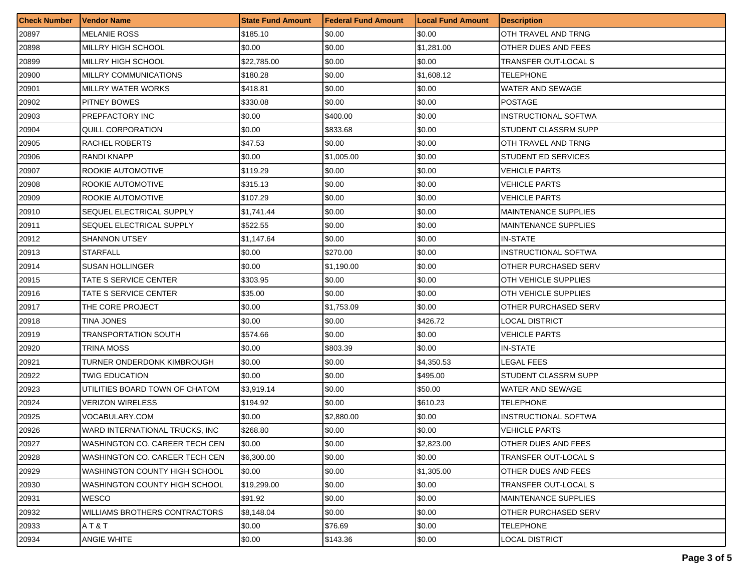| Check Number | Vendor Name | State Fund Amount | Federal Fund Amount | Local Fund Amount | Description |
|---|---|---|---|---|---|
| 20897 | MELANIE ROSS | $185.10 | $0.00 | $0.00 | OTH TRAVEL AND TRNG |
| 20898 | MILLRY HIGH SCHOOL | $0.00 | $0.00 | $1,281.00 | OTHER DUES AND FEES |
| 20899 | MILLRY HIGH SCHOOL | $22,785.00 | $0.00 | $0.00 | TRANSFER OUT-LOCAL S |
| 20900 | MILLRY COMMUNICATIONS | $180.28 | $0.00 | $1,608.12 | TELEPHONE |
| 20901 | MILLRY WATER WORKS | $418.81 | $0.00 | $0.00 | WATER AND SEWAGE |
| 20902 | PITNEY BOWES | $330.08 | $0.00 | $0.00 | POSTAGE |
| 20903 | PREPFACTORY INC | $0.00 | $400.00 | $0.00 | INSTRUCTIONAL SOFTWA |
| 20904 | QUILL CORPORATION | $0.00 | $833.68 | $0.00 | STUDENT CLASSRM SUPP |
| 20905 | RACHEL ROBERTS | $47.53 | $0.00 | $0.00 | OTH TRAVEL AND TRNG |
| 20906 | RANDI KNAPP | $0.00 | $1,005.00 | $0.00 | STUDENT ED SERVICES |
| 20907 | ROOKIE AUTOMOTIVE | $119.29 | $0.00 | $0.00 | VEHICLE PARTS |
| 20908 | ROOKIE AUTOMOTIVE | $315.13 | $0.00 | $0.00 | VEHICLE PARTS |
| 20909 | ROOKIE AUTOMOTIVE | $107.29 | $0.00 | $0.00 | VEHICLE PARTS |
| 20910 | SEQUEL ELECTRICAL SUPPLY | $1,741.44 | $0.00 | $0.00 | MAINTENANCE SUPPLIES |
| 20911 | SEQUEL ELECTRICAL SUPPLY | $522.55 | $0.00 | $0.00 | MAINTENANCE SUPPLIES |
| 20912 | SHANNON UTSEY | $1,147.64 | $0.00 | $0.00 | IN-STATE |
| 20913 | STARFALL | $0.00 | $270.00 | $0.00 | INSTRUCTIONAL SOFTWA |
| 20914 | SUSAN HOLLINGER | $0.00 | $1,190.00 | $0.00 | OTHER PURCHASED SERV |
| 20915 | TATE S SERVICE CENTER | $303.95 | $0.00 | $0.00 | OTH VEHICLE SUPPLIES |
| 20916 | TATE S SERVICE CENTER | $35.00 | $0.00 | $0.00 | OTH VEHICLE SUPPLIES |
| 20917 | THE CORE PROJECT | $0.00 | $1,753.09 | $0.00 | OTHER PURCHASED SERV |
| 20918 | TINA JONES | $0.00 | $0.00 | $426.72 | LOCAL DISTRICT |
| 20919 | TRANSPORTATION SOUTH | $574.66 | $0.00 | $0.00 | VEHICLE PARTS |
| 20920 | TRINA MOSS | $0.00 | $803.39 | $0.00 | IN-STATE |
| 20921 | TURNER ONDERDONK KIMBROUGH | $0.00 | $0.00 | $4,350.53 | LEGAL FEES |
| 20922 | TWIG EDUCATION | $0.00 | $0.00 | $495.00 | STUDENT CLASSRM SUPP |
| 20923 | UTILITIES BOARD TOWN OF CHATOM | $3,919.14 | $0.00 | $50.00 | WATER AND SEWAGE |
| 20924 | VERIZON WIRELESS | $194.92 | $0.00 | $610.23 | TELEPHONE |
| 20925 | VOCABULARY.COM | $0.00 | $2,880.00 | $0.00 | INSTRUCTIONAL SOFTWA |
| 20926 | WARD INTERNATIONAL TRUCKS, INC | $268.80 | $0.00 | $0.00 | VEHICLE PARTS |
| 20927 | WASHINGTON CO. CAREER TECH CEN | $0.00 | $0.00 | $2,823.00 | OTHER DUES AND FEES |
| 20928 | WASHINGTON CO. CAREER TECH CEN | $6,300.00 | $0.00 | $0.00 | TRANSFER OUT-LOCAL S |
| 20929 | WASHINGTON COUNTY HIGH SCHOOL | $0.00 | $0.00 | $1,305.00 | OTHER DUES AND FEES |
| 20930 | WASHINGTON COUNTY HIGH SCHOOL | $19,299.00 | $0.00 | $0.00 | TRANSFER OUT-LOCAL S |
| 20931 | WESCO | $91.92 | $0.00 | $0.00 | MAINTENANCE SUPPLIES |
| 20932 | WILLIAMS BROTHERS CONTRACTORS | $8,148.04 | $0.00 | $0.00 | OTHER PURCHASED SERV |
| 20933 | A T & T | $0.00 | $76.69 | $0.00 | TELEPHONE |
| 20934 | ANGIE WHITE | $0.00 | $143.36 | $0.00 | LOCAL DISTRICT |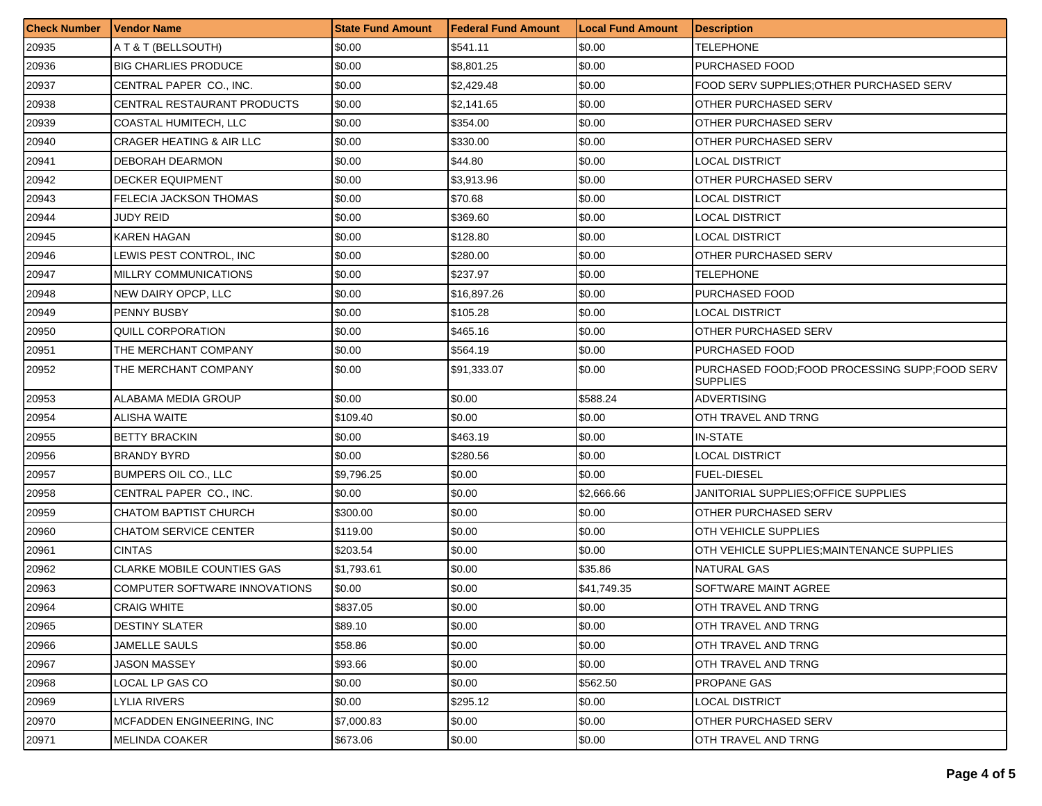| Check Number | Vendor Name | State Fund Amount | Federal Fund Amount | Local Fund Amount | Description |
| --- | --- | --- | --- | --- | --- |
| 20935 | A T & T (BELLSOUTH) | $0.00 | $541.11 | $0.00 | TELEPHONE |
| 20936 | BIG CHARLIES PRODUCE | $0.00 | $8,801.25 | $0.00 | PURCHASED FOOD |
| 20937 | CENTRAL PAPER CO., INC. | $0.00 | $2,429.48 | $0.00 | FOOD SERV SUPPLIES;OTHER PURCHASED SERV |
| 20938 | CENTRAL RESTAURANT PRODUCTS | $0.00 | $2,141.65 | $0.00 | OTHER PURCHASED SERV |
| 20939 | COASTAL HUMITECH, LLC | $0.00 | $354.00 | $0.00 | OTHER PURCHASED SERV |
| 20940 | CRAGER HEATING & AIR LLC | $0.00 | $330.00 | $0.00 | OTHER PURCHASED SERV |
| 20941 | DEBORAH DEARMON | $0.00 | $44.80 | $0.00 | LOCAL DISTRICT |
| 20942 | DECKER EQUIPMENT | $0.00 | $3,913.96 | $0.00 | OTHER PURCHASED SERV |
| 20943 | FELECIA JACKSON THOMAS | $0.00 | $70.68 | $0.00 | LOCAL DISTRICT |
| 20944 | JUDY REID | $0.00 | $369.60 | $0.00 | LOCAL DISTRICT |
| 20945 | KAREN HAGAN | $0.00 | $128.80 | $0.00 | LOCAL DISTRICT |
| 20946 | LEWIS PEST CONTROL, INC | $0.00 | $280.00 | $0.00 | OTHER PURCHASED SERV |
| 20947 | MILLRY COMMUNICATIONS | $0.00 | $237.97 | $0.00 | TELEPHONE |
| 20948 | NEW DAIRY OPCP, LLC | $0.00 | $16,897.26 | $0.00 | PURCHASED FOOD |
| 20949 | PENNY BUSBY | $0.00 | $105.28 | $0.00 | LOCAL DISTRICT |
| 20950 | QUILL CORPORATION | $0.00 | $465.16 | $0.00 | OTHER PURCHASED SERV |
| 20951 | THE MERCHANT COMPANY | $0.00 | $564.19 | $0.00 | PURCHASED FOOD |
| 20952 | THE MERCHANT COMPANY | $0.00 | $91,333.07 | $0.00 | PURCHASED FOOD;FOOD PROCESSING SUPP;FOOD SERV SUPPLIES |
| 20953 | ALABAMA MEDIA GROUP | $0.00 | $0.00 | $588.24 | ADVERTISING |
| 20954 | ALISHA WAITE | $109.40 | $0.00 | $0.00 | OTH TRAVEL AND TRNG |
| 20955 | BETTY BRACKIN | $0.00 | $463.19 | $0.00 | IN-STATE |
| 20956 | BRANDY BYRD | $0.00 | $280.56 | $0.00 | LOCAL DISTRICT |
| 20957 | BUMPERS OIL CO., LLC | $9,796.25 | $0.00 | $0.00 | FUEL-DIESEL |
| 20958 | CENTRAL PAPER CO., INC. | $0.00 | $0.00 | $2,666.66 | JANITORIAL SUPPLIES;OFFICE SUPPLIES |
| 20959 | CHATOM BAPTIST CHURCH | $300.00 | $0.00 | $0.00 | OTHER PURCHASED SERV |
| 20960 | CHATOM SERVICE CENTER | $119.00 | $0.00 | $0.00 | OTH VEHICLE SUPPLIES |
| 20961 | CINTAS | $203.54 | $0.00 | $0.00 | OTH VEHICLE SUPPLIES;MAINTENANCE SUPPLIES |
| 20962 | CLARKE MOBILE COUNTIES GAS | $1,793.61 | $0.00 | $35.86 | NATURAL GAS |
| 20963 | COMPUTER SOFTWARE INNOVATIONS | $0.00 | $0.00 | $41,749.35 | SOFTWARE MAINT AGREE |
| 20964 | CRAIG WHITE | $837.05 | $0.00 | $0.00 | OTH TRAVEL AND TRNG |
| 20965 | DESTINY SLATER | $89.10 | $0.00 | $0.00 | OTH TRAVEL AND TRNG |
| 20966 | JAMELLE SAULS | $58.86 | $0.00 | $0.00 | OTH TRAVEL AND TRNG |
| 20967 | JASON MASSEY | $93.66 | $0.00 | $0.00 | OTH TRAVEL AND TRNG |
| 20968 | LOCAL LP GAS CO | $0.00 | $0.00 | $562.50 | PROPANE GAS |
| 20969 | LYLIA RIVERS | $0.00 | $295.12 | $0.00 | LOCAL DISTRICT |
| 20970 | MCFADDEN ENGINEERING, INC | $7,000.83 | $0.00 | $0.00 | OTHER PURCHASED SERV |
| 20971 | MELINDA COAKER | $673.06 | $0.00 | $0.00 | OTH TRAVEL AND TRNG |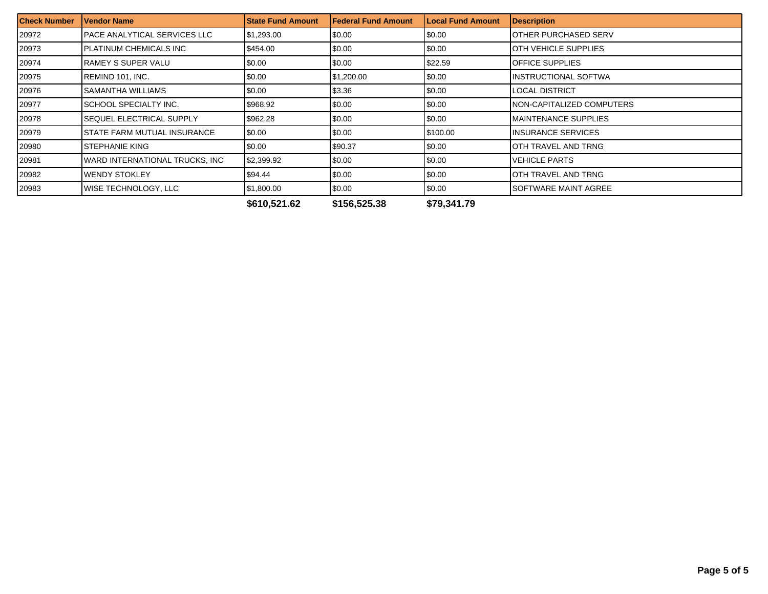| Check Number | Vendor Name | State Fund Amount | Federal Fund Amount | Local Fund Amount | Description |
|---|---|---|---|---|---|
| 20972 | PACE ANALYTICAL SERVICES LLC | $1,293.00 | $0.00 | $0.00 | OTHER PURCHASED SERV |
| 20973 | PLATINUM CHEMICALS INC | $454.00 | $0.00 | $0.00 | OTH VEHICLE SUPPLIES |
| 20974 | RAMEY S SUPER VALU | $0.00 | $0.00 | $22.59 | OFFICE SUPPLIES |
| 20975 | REMIND 101, INC. | $0.00 | $1,200.00 | $0.00 | INSTRUCTIONAL SOFTWA |
| 20976 | SAMANTHA WILLIAMS | $0.00 | $3.36 | $0.00 | LOCAL DISTRICT |
| 20977 | SCHOOL SPECIALTY INC. | $968.92 | $0.00 | $0.00 | NON-CAPITALIZED COMPUTERS |
| 20978 | SEQUEL ELECTRICAL SUPPLY | $962.28 | $0.00 | $0.00 | MAINTENANCE SUPPLIES |
| 20979 | STATE FARM MUTUAL INSURANCE | $0.00 | $0.00 | $100.00 | INSURANCE SERVICES |
| 20980 | STEPHANIE KING | $0.00 | $90.37 | $0.00 | OTH TRAVEL AND TRNG |
| 20981 | WARD INTERNATIONAL TRUCKS, INC | $2,399.92 | $0.00 | $0.00 | VEHICLE PARTS |
| 20982 | WENDY STOKLEY | $94.44 | $0.00 | $0.00 | OTH TRAVEL AND TRNG |
| 20983 | WISE TECHNOLOGY, LLC | $1,800.00 | $0.00 | $0.00 | SOFTWARE MAINT AGREE |
| | | **$610,521.62** | **$156,525.38** | **$79,341.79** | |